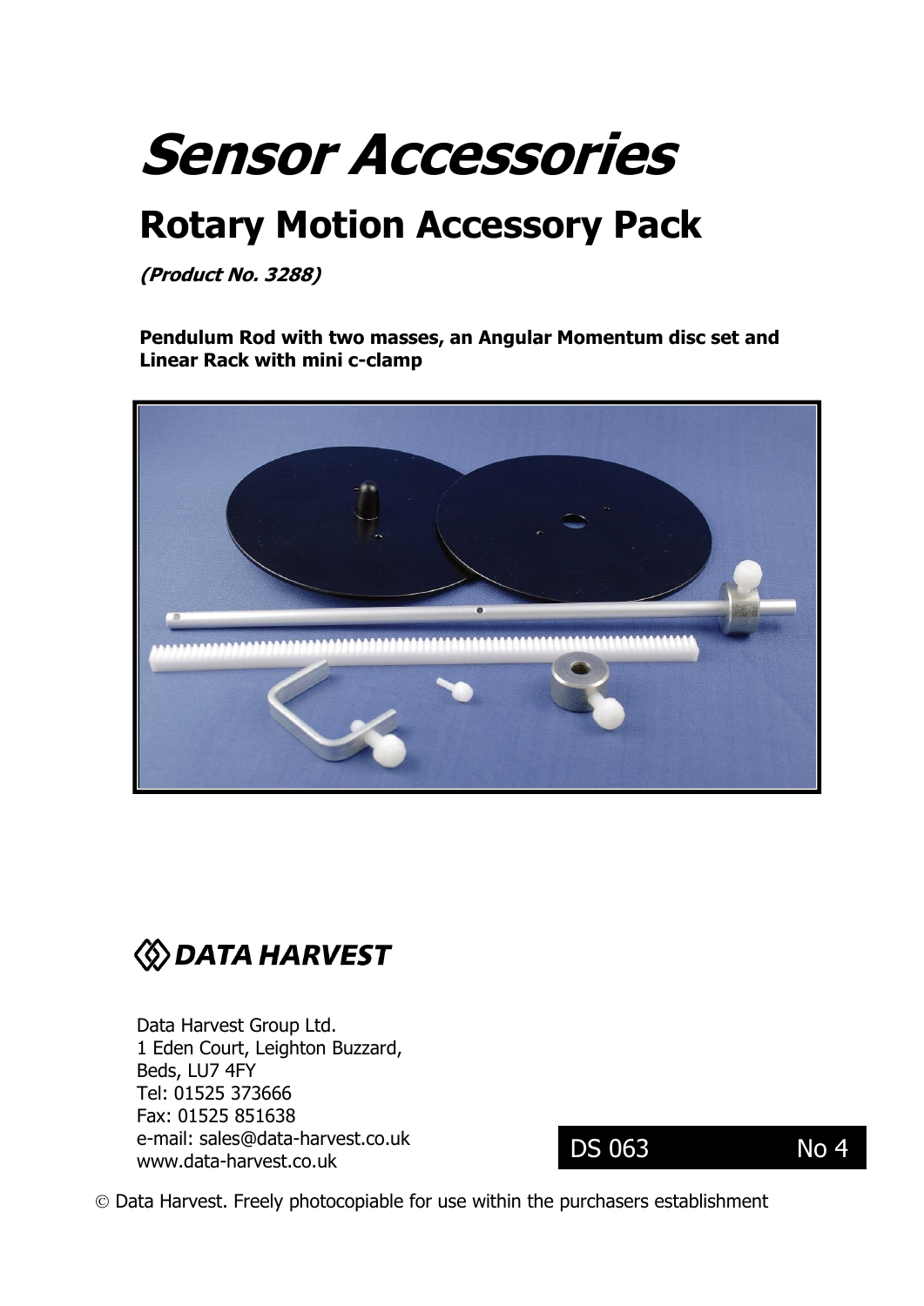# Sensor Accessories

## Rotary Motion Accessory Pack

***(Product No. 3288)***

**Pendulum Rod with two masses, an Angular Momentum disc set and Linear Rack with mini c-clamp**

**DATA HARVEST**

Data Harvest Group Ltd.
1 Eden Court, Leighton Buzzard,
Beds, LU7 4FY
Tel: 01525 373666
Fax: 01525 851638
e-mail: sales@data-harvest.co.uk
www.data-harvest.co.uk

DS 063 No 4

© Data Harvest. Freely photocopiable for use within the purchasers establishment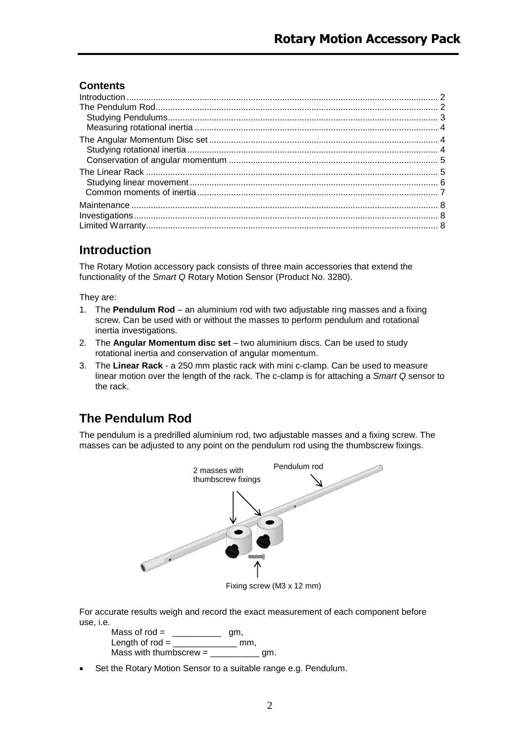# Rotary Motion Accessory Pack

### Contents

| | |
|---|---|
| Introduction | 2 |
| The Pendulum Rod | 2 |
| Studying Pendulums | 3 |
| Measuring rotational inertia | 4 |
| The Angular Momentum Disc set | 4 |
| Studying rotational inertia | 4 |
| Conservation of angular momentum | 5 |
| The Linear Rack | 5 |
| Studying linear movement | 6 |
| Common moments of inertia | 7 |
| Maintenance | 8 |
| Investigations | 8 |
| Limited Warranty | 8 |

## Introduction

The Rotary Motion accessory pack consists of three main accessories that extend the functionality of the *Smart Q* Rotary Motion Sensor (Product No. 3280).

They are:

1. The **Pendulum Rod** – an aluminium rod with two adjustable ring masses and a fixing screw. Can be used with or without the masses to perform pendulum and rotational inertia investigations.
2. The **Angular Momentum disc set** – two aluminium discs. Can be used to study rotational inertia and conservation of angular momentum.
3. The **Linear Rack** - a 250 mm plastic rack with mini c-clamp. Can be used to measure linear motion over the length of the rack. The c-clamp is for attaching a *Smart Q* sensor to the rack.

## The Pendulum Rod

The pendulum is a predrilled aluminium rod, two adjustable masses and a fixing screw. The masses can be adjusted to any point on the pendulum rod using the thumbscrew fixings.

2 masses with thumbscrew fixings

Pendulum rod

Fixing screw (M3 x 12 mm)

For accurate results weigh and record the exact measurement of each component before use, i.e.

Mass of rod = __________ gm,
Length of rod = _____________ mm,
Mass with thumbscrew = __________ gm.

- Set the Rotary Motion Sensor to a suitable range e.g. Pendulum.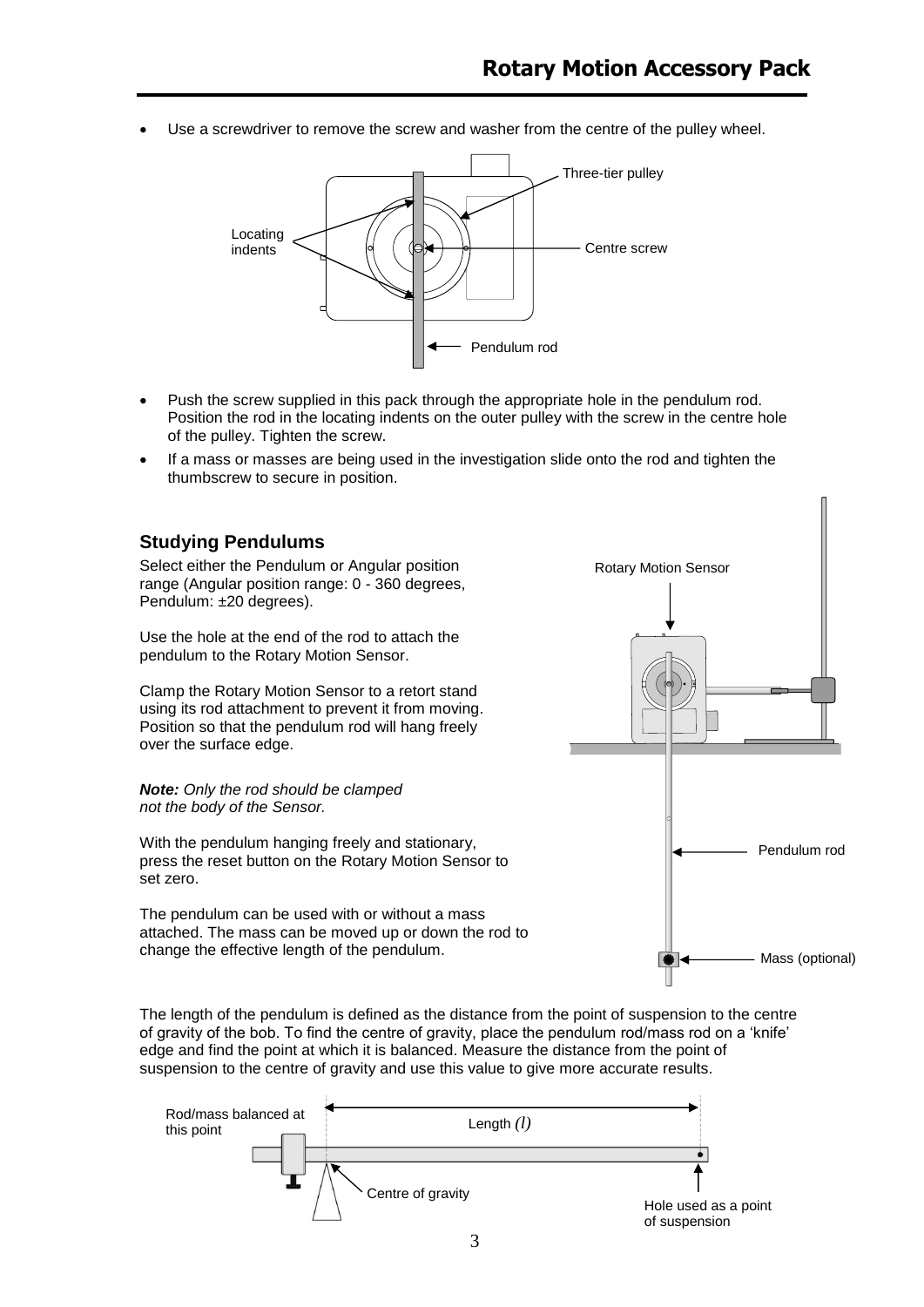- Use a screwdriver to remove the screw and washer from the centre of the pulley wheel.

Locating indents

Three-tier pulley

Centre screw

Pendulum rod

- Push the screw supplied in this pack through the appropriate hole in the pendulum rod. Position the rod in the locating indents on the outer pulley with the screw in the centre hole of the pulley. Tighten the screw.
- If a mass or masses are being used in the investigation slide onto the rod and tighten the thumbscrew to secure in position.

## Studying Pendulums

Select either the Pendulum or Angular position range (Angular position range: 0 - 360 degrees, Pendulum: ±20 degrees).

Use the hole at the end of the rod to attach the pendulum to the Rotary Motion Sensor.

Clamp the Rotary Motion Sensor to a retort stand using its rod attachment to prevent it from moving. Position so that the pendulum rod will hang freely over the surface edge.

***Note:*** *Only the rod should be clamped not the body of the Sensor.*

With the pendulum hanging freely and stationary, press the reset button on the Rotary Motion Sensor to set zero.

The pendulum can be used with or without a mass attached. The mass can be moved up or down the rod to change the effective length of the pendulum.

Rotary Motion Sensor

Pendulum rod

Mass (optional)

The length of the pendulum is defined as the distance from the point of suspension to the centre of gravity of the bob. To find the centre of gravity, place the pendulum rod/mass rod on a 'knife' edge and find the point at which it is balanced. Measure the distance from the point of suspension to the centre of gravity and use this value to give more accurate results.

Rod/mass balanced at this point

Length $(l)$

Centre of gravity

Hole used as a point of suspension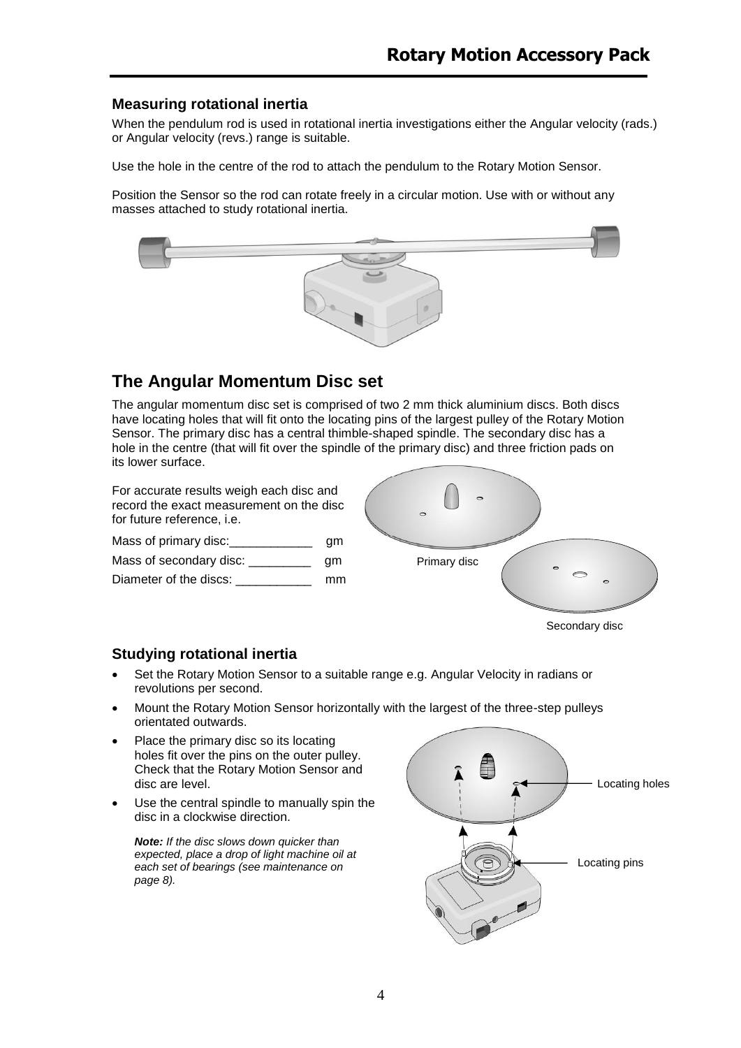### Measuring rotational inertia

When the pendulum rod is used in rotational inertia investigations either the Angular velocity (rads.) or Angular velocity (revs.) range is suitable.

Use the hole in the centre of the rod to attach the pendulum to the Rotary Motion Sensor.

Position the Sensor so the rod can rotate freely in a circular motion. Use with or without any masses attached to study rotational inertia.

## The Angular Momentum Disc set

The angular momentum disc set is comprised of two 2 mm thick aluminium discs. Both discs have locating holes that will fit onto the locating pins of the largest pulley of the Rotary Motion Sensor. The primary disc has a central thimble-shaped spindle. The secondary disc has a hole in the centre (that will fit over the spindle of the primary disc) and three friction pads on its lower surface.

For accurate results weigh each disc and record the exact measurement on the disc for future reference, i.e.

Mass of primary disc:____________ gm

Mass of secondary disc: _________ gm

Diameter of the discs: ___________ mm

Primary disc

Secondary disc

### Studying rotational inertia

- Set the Rotary Motion Sensor to a suitable range e.g. Angular Velocity in radians or revolutions per second.
- Mount the Rotary Motion Sensor horizontally with the largest of the three-step pulleys orientated outwards.
- Place the primary disc so its locating holes fit over the pins on the outer pulley. Check that the Rotary Motion Sensor and disc are level.
- Use the central spindle to manually spin the disc in a clockwise direction.

*__Note:__ If the disc slows down quicker than expected, place a drop of light machine oil at each set of bearings (see maintenance on page 8).*

Locating holes

Locating pins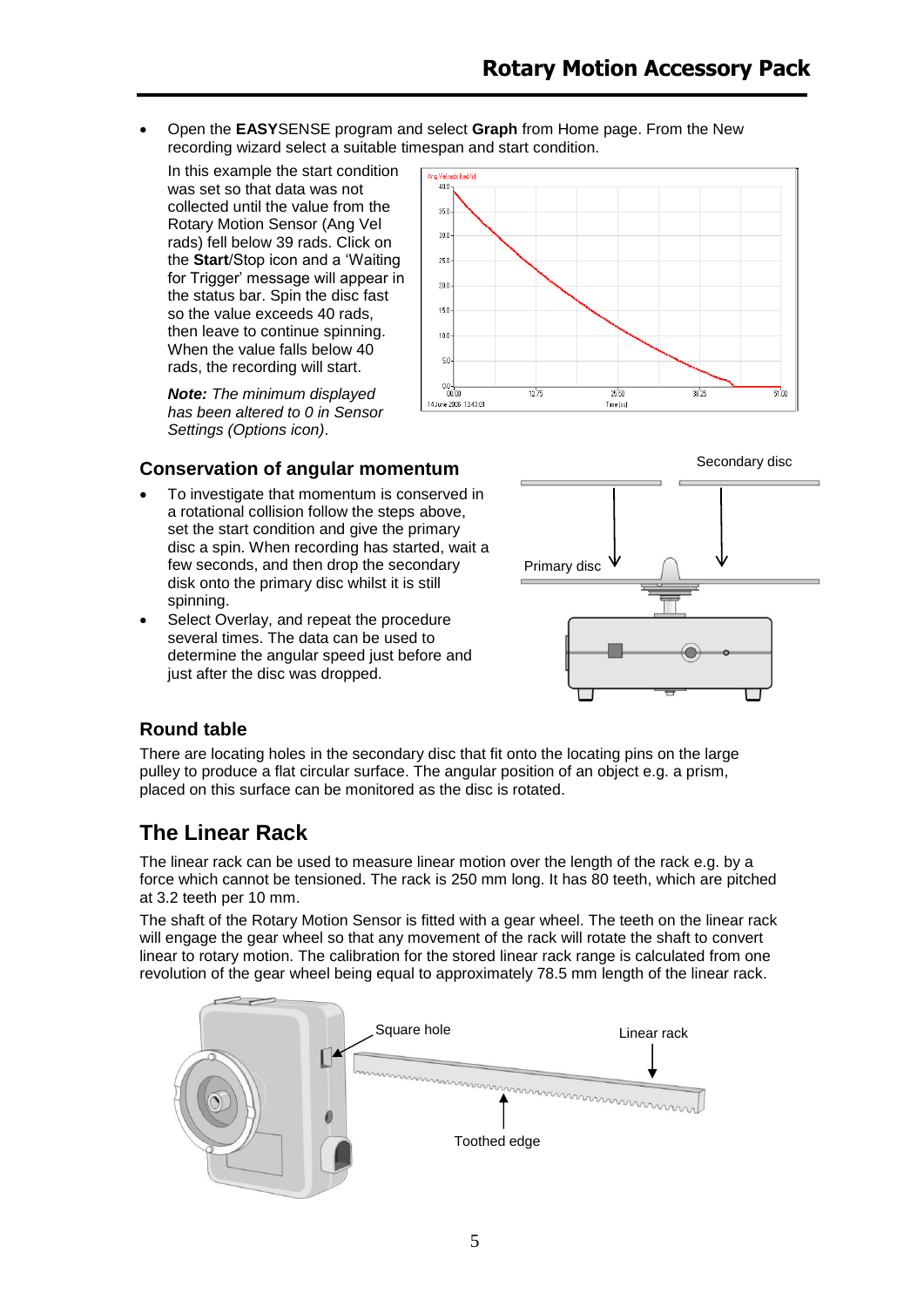- Open the **EASY**SENSE program and select **Graph** from Home page. From the New recording wizard select a suitable timespan and start condition.

  In this example the start condition was set so that data was not collected until the value from the Rotary Motion Sensor (Ang Vel rads) fell below 39 rads. Click on the **Start**/Stop icon and a 'Waiting for Trigger' message will appear in the status bar. Spin the disc fast so the value exceeds 40 rads, then leave to continue spinning. When the value falls below 40 rads, the recording will start.

  ***Note:*** *The minimum displayed has been altered to 0 in Sensor Settings (Options icon).*

## Conservation of angular momentum

- To investigate that momentum is conserved in a rotational collision follow the steps above, set the start condition and give the primary disc a spin. When recording has started, wait a few seconds, and then drop the secondary disk onto the primary disc whilst it is still spinning.
- Select Overlay, and repeat the procedure several times. The data can be used to determine the angular speed just before and just after the disc was dropped.

## Round table

There are locating holes in the secondary disc that fit onto the locating pins on the large pulley to produce a flat circular surface. The angular position of an object e.g. a prism, placed on this surface can be monitored as the disc is rotated.

# The Linear Rack

The linear rack can be used to measure linear motion over the length of the rack e.g. by a force which cannot be tensioned. The rack is 250 mm long. It has 80 teeth, which are pitched at 3.2 teeth per 10 mm.

The shaft of the Rotary Motion Sensor is fitted with a gear wheel. The teeth on the linear rack will engage the gear wheel so that any movement of the rack will rotate the shaft to convert linear to rotary motion. The calibration for the stored linear rack range is calculated from one revolution of the gear wheel being equal to approximately 78.5 mm length of the linear rack.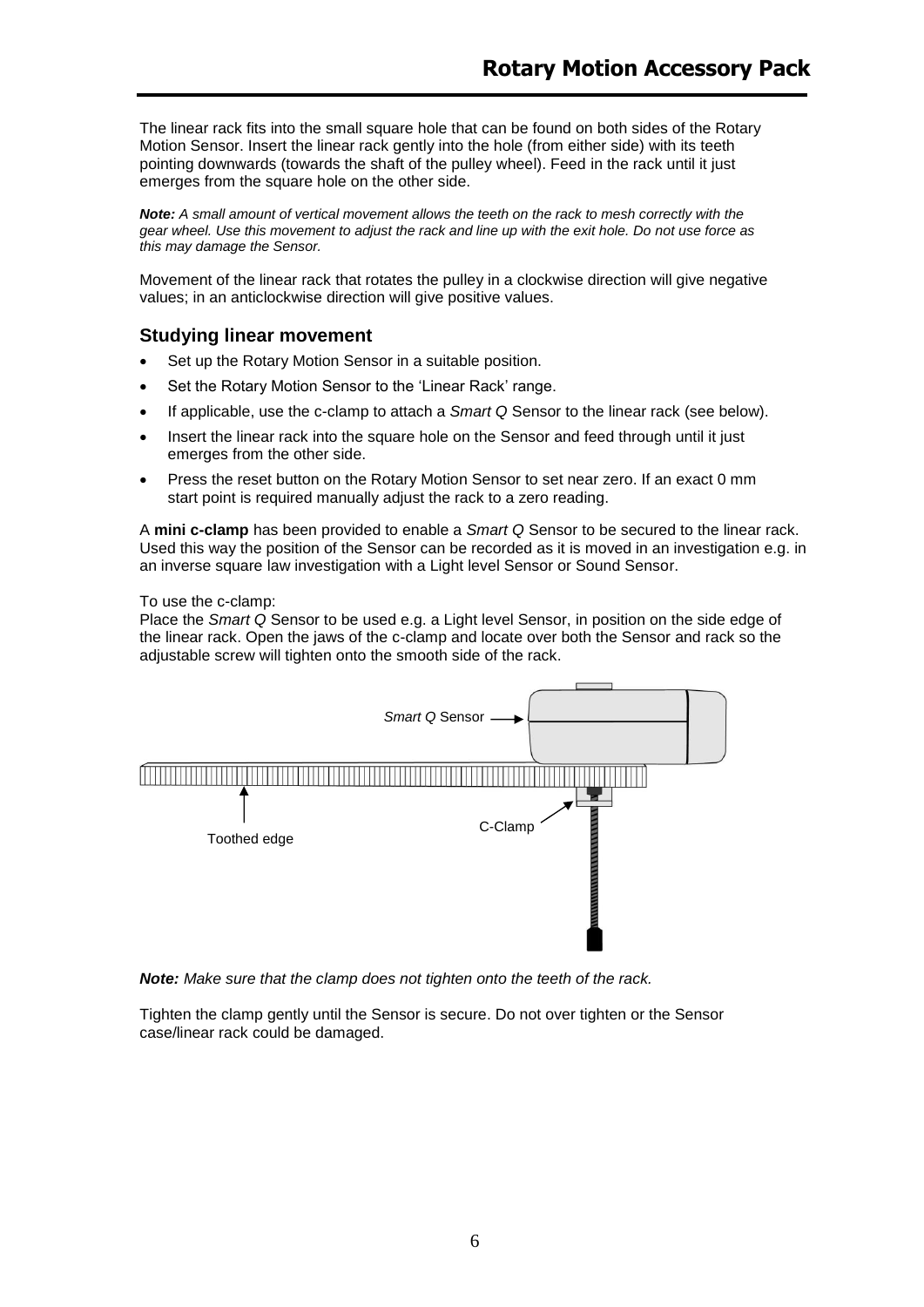The linear rack fits into the small square hole that can be found on both sides of the Rotary Motion Sensor. Insert the linear rack gently into the hole (from either side) with its teeth pointing downwards (towards the shaft of the pulley wheel). Feed in the rack until it just emerges from the square hole on the other side.

***Note:*** *A small amount of vertical movement allows the teeth on the rack to mesh correctly with the gear wheel. Use this movement to adjust the rack and line up with the exit hole. Do not use force as this may damage the Sensor.*

Movement of the linear rack that rotates the pulley in a clockwise direction will give negative values; in an anticlockwise direction will give positive values.

## Studying linear movement

- Set up the Rotary Motion Sensor in a suitable position.
- Set the Rotary Motion Sensor to the 'Linear Rack' range.
- If applicable, use the c-clamp to attach a *Smart Q* Sensor to the linear rack (see below).
- Insert the linear rack into the square hole on the Sensor and feed through until it just emerges from the other side.
- Press the reset button on the Rotary Motion Sensor to set near zero. If an exact 0 mm start point is required manually adjust the rack to a zero reading.

A **mini c-clamp** has been provided to enable a *Smart Q* Sensor to be secured to the linear rack. Used this way the position of the Sensor can be recorded as it is moved in an investigation e.g. in an inverse square law investigation with a Light level Sensor or Sound Sensor.

To use the c-clamp:
Place the *Smart Q* Sensor to be used e.g. a Light level Sensor, in position on the side edge of the linear rack. Open the jaws of the c-clamp and locate over both the Sensor and rack so the adjustable screw will tighten onto the smooth side of the rack.

*Smart Q* Sensor

Toothed edge

C-Clamp

***Note:*** *Make sure that the clamp does not tighten onto the teeth of the rack.*

Tighten the clamp gently until the Sensor is secure. Do not over tighten or the Sensor case/linear rack could be damaged.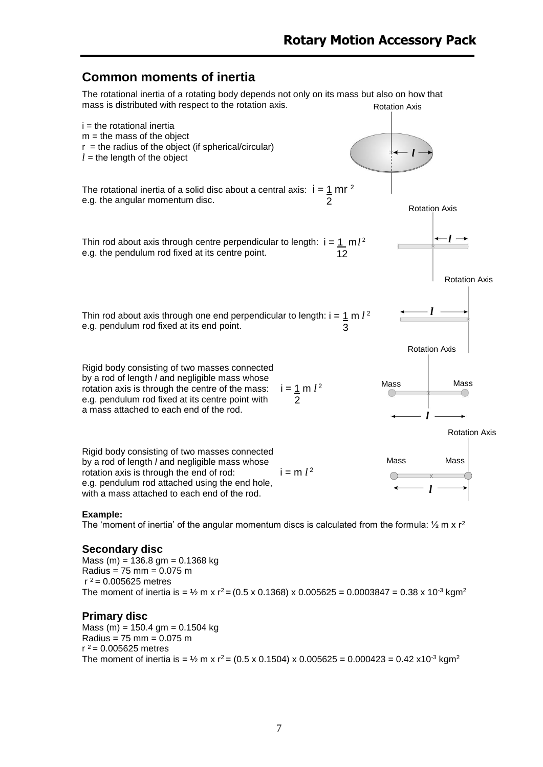## Common moments of inertia

The rotational inertia of a rotating body depends not only on its mass but also on how that mass is distributed with respect to the rotation axis.

i = the rotational inertia
m = the mass of the object
r = the radius of the object (if spherical/circular)
$l$ = the length of the object

The rotational inertia of a solid disc about a central axis: $i = \frac{1}{2} mr^2$
e.g. the angular momentum disc.

Thin rod about axis through centre perpendicular to length: $i = \frac{1}{12} ml^2$
e.g. the pendulum rod fixed at its centre point.

Thin rod about axis through one end perpendicular to length: $i = \frac{1}{3} m l^2$
e.g. pendulum rod fixed at its end point.

Rigid body consisting of two masses connected by a rod of length $l$ and negligible mass whose rotation axis is through the centre of the mass: $i = \frac{1}{2} m l^2$
e.g. pendulum rod fixed at its centre point with a mass attached to each end of the rod.

Rigid body consisting of two masses connected by a rod of length $l$ and negligible mass whose rotation axis is through the end of rod: $i = m l^2$
e.g. pendulum rod attached using the end hole, with a mass attached to each end of the rod.

**Example:**
The 'moment of inertia' of the angular momentum discs is calculated from the formula: $\frac{1}{2}$ m x $r^2$

### Secondary disc

Mass (m) = 136.8 gm = 0.1368 kg
Radius = 75 mm = 0.075 m
$r^2$ = 0.005625 metres
The moment of inertia is = $\frac{1}{2}$ m x $r^2$ = (0.5 x 0.1368) x 0.005625 = 0.0003847 = 0.38 x $10^{-3}$ kgm$^2$

### Primary disc

Mass (m) = 150.4 gm = 0.1504 kg
Radius = 75 mm = 0.075 m
$r^2$ = 0.005625 metres
The moment of inertia is = $\frac{1}{2}$ m x $r^2$ = (0.5 x 0.1504) x 0.005625 = 0.000423 = 0.42 x$10^{-3}$ kgm$^2$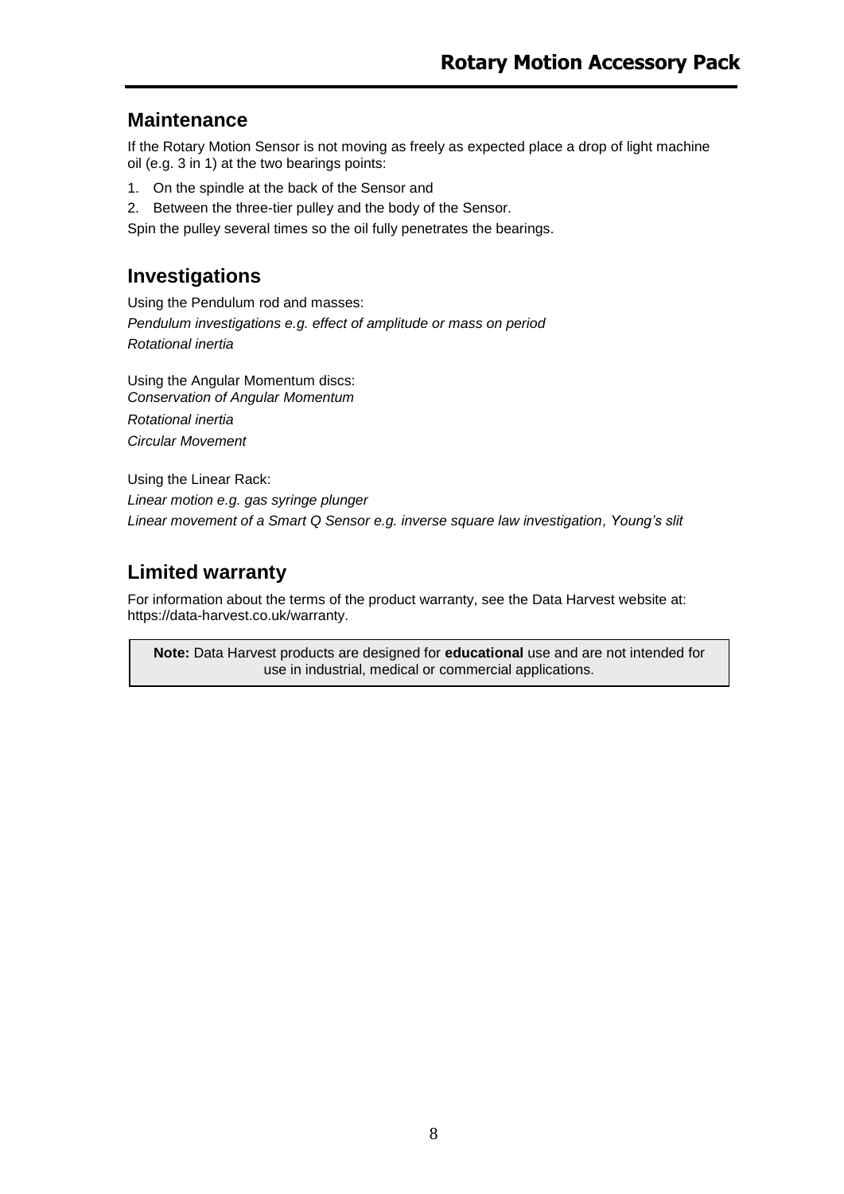## Maintenance

If the Rotary Motion Sensor is not moving as freely as expected place a drop of light machine oil (e.g. 3 in 1) at the two bearings points:

1. On the spindle at the back of the Sensor and
2. Between the three-tier pulley and the body of the Sensor.

Spin the pulley several times so the oil fully penetrates the bearings.

## Investigations

Using the Pendulum rod and masses:

*Pendulum investigations e.g. effect of amplitude or mass on period*

*Rotational inertia*

Using the Angular Momentum discs:

*Conservation of Angular Momentum*

*Rotational inertia*

*Circular Movement*

Using the Linear Rack:

*Linear motion e.g. gas syringe plunger*

*Linear movement of a Smart Q Sensor e.g. inverse square law investigation, Young's slit*

## Limited warranty

For information about the terms of the product warranty, see the Data Harvest website at: https://data-harvest.co.uk/warranty.

**Note:** Data Harvest products are designed for **educational** use and are not intended for use in industrial, medical or commercial applications.